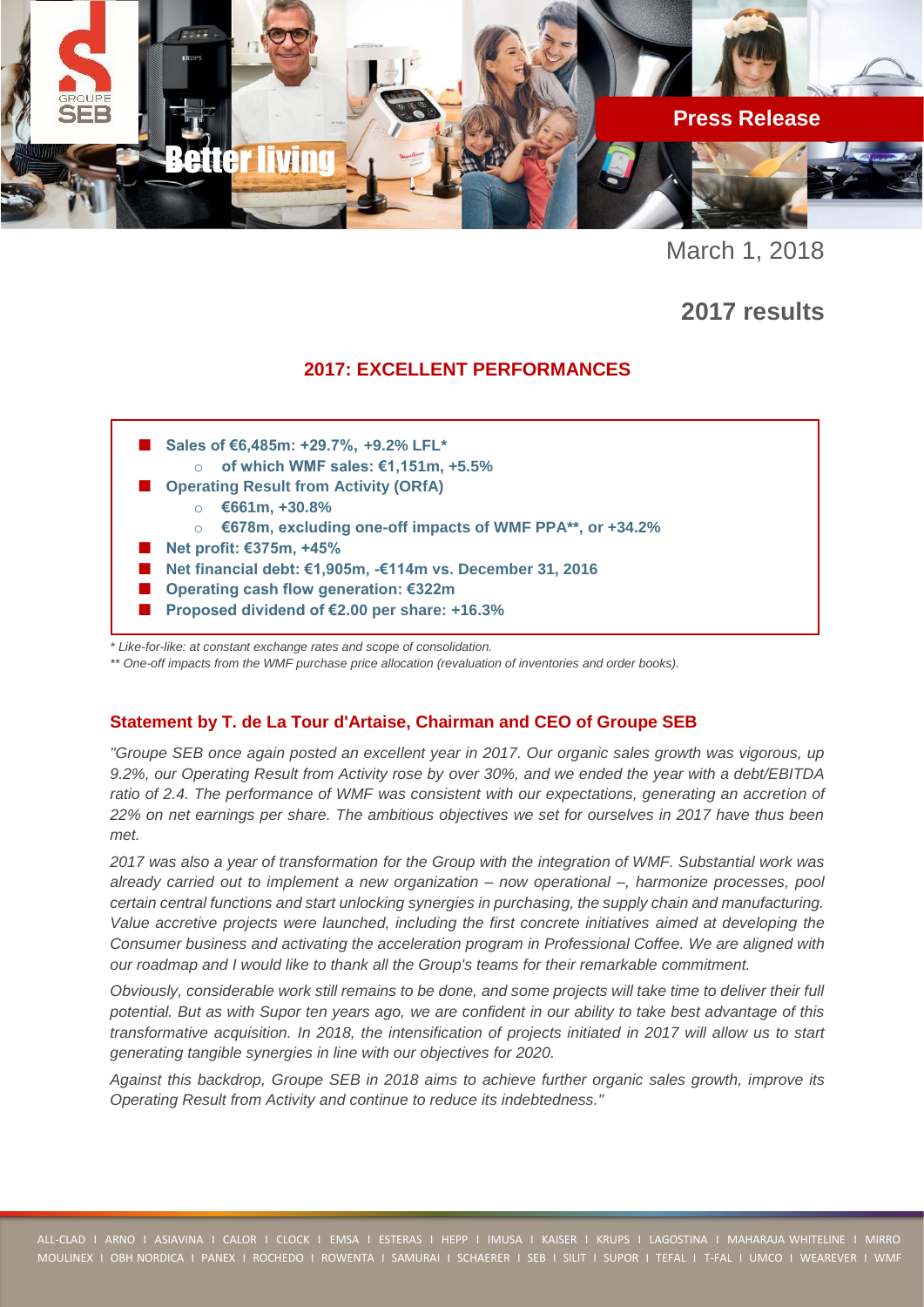Press Release

March 1, 2018

# 2017 results

## 2017: EXCELLENT PERFORMANCES

- **Sales of €6,485m: +29.7%, +9.2% LFL***
  - **of which WMF sales: €1,151m, +5.5%**
- **Operating Result from Activity (ORfA)**
  - **€661m, +30.8%**
  - **€678m, excluding one-off impacts of WMF PPA**, or +34.2%**
- **Net profit: €375m, +45%**
- **Net financial debt: €1,905m, -€114m vs. December 31, 2016**
- **Operating cash flow generation: €322m**
- **Proposed dividend of €2.00 per share: +16.3%**

*\* Like-for-like: at constant exchange rates and scope of consolidation.*

*\*\* One-off impacts from the WMF purchase price allocation (revaluation of inventories and order books).*

### Statement by T. de La Tour d'Artaise, Chairman and CEO of Groupe SEB

*"Groupe SEB once again posted an excellent year in 2017. Our organic sales growth was vigorous, up 9.2%, our Operating Result from Activity rose by over 30%, and we ended the year with a debt/EBITDA ratio of 2.4. The performance of WMF was consistent with our expectations, generating an accretion of 22% on net earnings per share. The ambitious objectives we set for ourselves in 2017 have thus been met.*

*2017 was also a year of transformation for the Group with the integration of WMF. Substantial work was already carried out to implement a new organization – now operational –, harmonize processes, pool certain central functions and start unlocking synergies in purchasing, the supply chain and manufacturing. Value accretive projects were launched, including the first concrete initiatives aimed at developing the Consumer business and activating the acceleration program in Professional Coffee. We are aligned with our roadmap and I would like to thank all the Group's teams for their remarkable commitment.*

*Obviously, considerable work still remains to be done, and some projects will take time to deliver their full potential. But as with Supor ten years ago, we are confident in our ability to take best advantage of this transformative acquisition. In 2018, the intensification of projects initiated in 2017 will allow us to start generating tangible synergies in line with our objectives for 2020.*

*Against this backdrop, Groupe SEB in 2018 aims to achieve further organic sales growth, improve its Operating Result from Activity and continue to reduce its indebtedness."*

ALL-CLAD I ARNO I ASIAVINA I CALOR I CLOCK I EMSA I ESTERAS I HEPP I IMUSA I KAISER I KRUPS I LAGOSTINA I MAHARAJA WHITELINE I MIRRO MOULINEX I OBH NORDICA I PANEX I ROCHEDO I ROWENTA I SAMURAI I SCHAERER I SEB I SILIT I SUPOR I TEFAL I T-FAL I UMCO I WEAREVER I WMF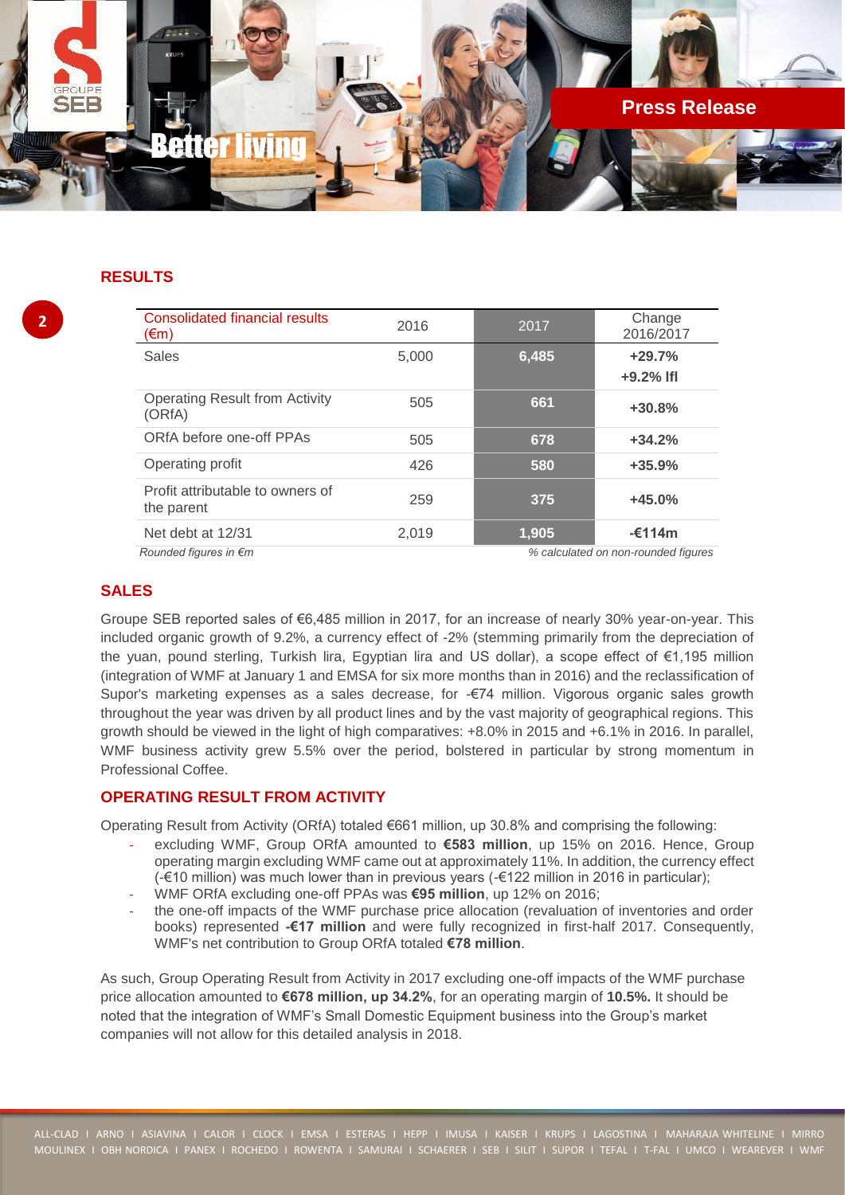## RESULTS

| Consolidated financial results (€m) | 2016 | 2017 | Change 2016/2017 |
|---|---|---|---|
| Sales | 5,000 | **6,485** | **+29.7%** <br> **+9.2% lfl** |
| Operating Result from Activity (ORfA) | 505 | **661** | **+30.8%** |
| ORfA before one-off PPAs | 505 | **678** | **+34.2%** |
| Operating profit | 426 | **580** | **+35.9%** |
| Profit attributable to owners of the parent | 259 | **375** | **+45.0%** |
| Net debt at 12/31 | 2,019 | **1,905** | **-€114m** |

*Rounded figures in €m* *% calculated on non-rounded figures*

## SALES

Groupe SEB reported sales of €6,485 million in 2017, for an increase of nearly 30% year-on-year. This included organic growth of 9.2%, a currency effect of -2% (stemming primarily from the depreciation of the yuan, pound sterling, Turkish lira, Egyptian lira and US dollar), a scope effect of €1,195 million (integration of WMF at January 1 and EMSA for six more months than in 2016) and the reclassification of Supor's marketing expenses as a sales decrease, for -€74 million. Vigorous organic sales growth throughout the year was driven by all product lines and by the vast majority of geographical regions. This growth should be viewed in the light of high comparatives: +8.0% in 2015 and +6.1% in 2016. In parallel, WMF business activity grew 5.5% over the period, bolstered in particular by strong momentum in Professional Coffee.

## OPERATING RESULT FROM ACTIVITY

Operating Result from Activity (ORfA) totaled €661 million, up 30.8% and comprising the following:

- excluding WMF, Group ORfA amounted to **€583 million**, up 15% on 2016. Hence, Group operating margin excluding WMF came out at approximately 11%. In addition, the currency effect (-€10 million) was much lower than in previous years (-€122 million in 2016 in particular);
- WMF ORfA excluding one-off PPAs was **€95 million**, up 12% on 2016;
- the one-off impacts of the WMF purchase price allocation (revaluation of inventories and order books) represented **-€17 million** and were fully recognized in first-half 2017. Consequently, WMF's net contribution to Group ORfA totaled **€78 million**.

As such, Group Operating Result from Activity in 2017 excluding one-off impacts of the WMF purchase price allocation amounted to **€678 million, up 34.2%**, for an operating margin of **10.5%.** It should be noted that the integration of WMF's Small Domestic Equipment business into the Group's market companies will not allow for this detailed analysis in 2018.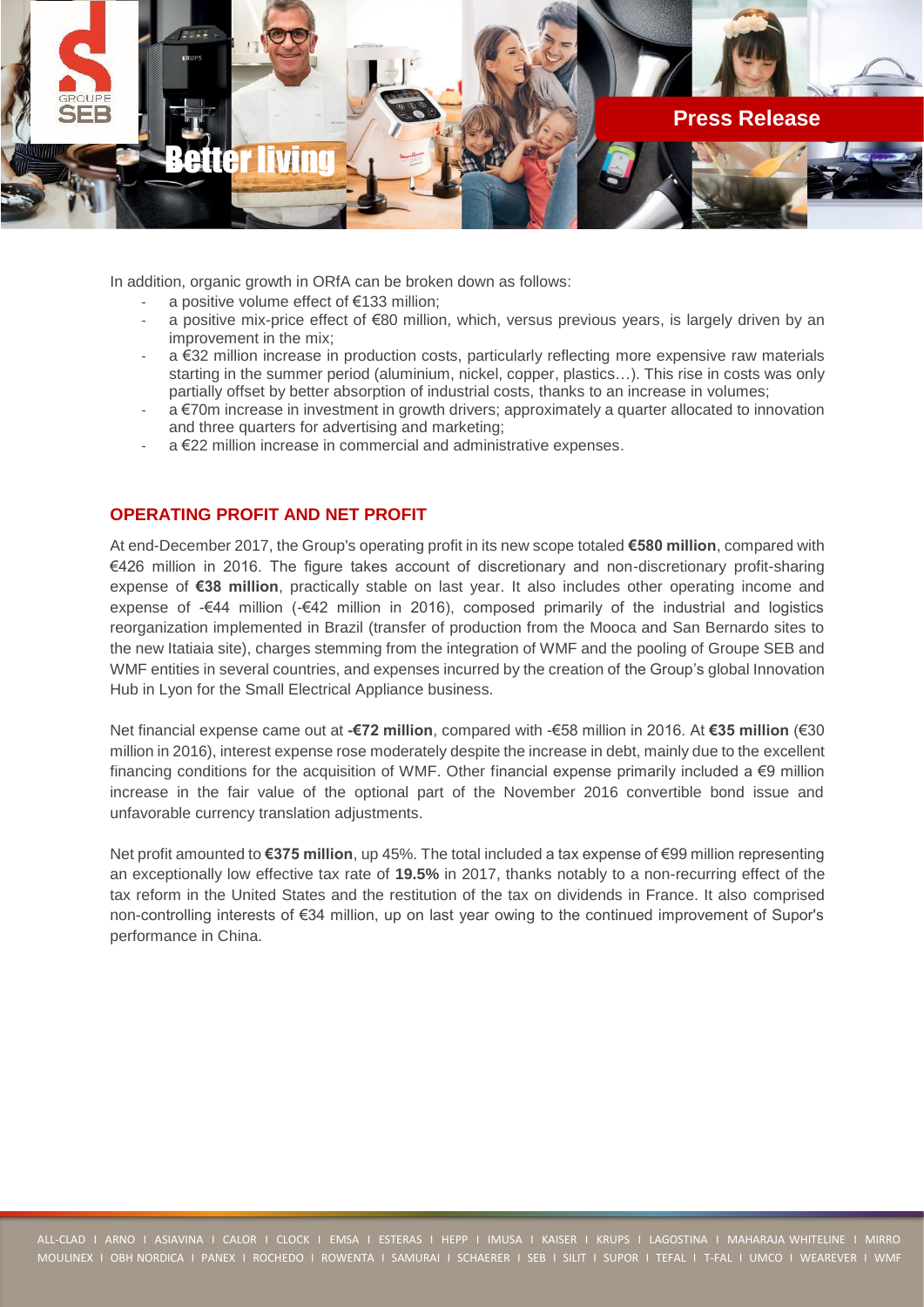In addition, organic growth in ORfA can be broken down as follows:

- a positive volume effect of €133 million;
- a positive mix-price effect of €80 million, which, versus previous years, is largely driven by an improvement in the mix;
- a €32 million increase in production costs, particularly reflecting more expensive raw materials starting in the summer period (aluminium, nickel, copper, plastics…). This rise in costs was only partially offset by better absorption of industrial costs, thanks to an increase in volumes;
- a €70m increase in investment in growth drivers; approximately a quarter allocated to innovation and three quarters for advertising and marketing;
- a €22 million increase in commercial and administrative expenses.

## OPERATING PROFIT AND NET PROFIT

At end-December 2017, the Group's operating profit in its new scope totaled **€580 million**, compared with €426 million in 2016. The figure takes account of discretionary and non-discretionary profit-sharing expense of **€38 million**, practically stable on last year. It also includes other operating income and expense of -€44 million (-€42 million in 2016), composed primarily of the industrial and logistics reorganization implemented in Brazil (transfer of production from the Mooca and San Bernardo sites to the new Itatiaia site), charges stemming from the integration of WMF and the pooling of Groupe SEB and WMF entities in several countries, and expenses incurred by the creation of the Group's global Innovation Hub in Lyon for the Small Electrical Appliance business.

Net financial expense came out at **-€72 million**, compared with -€58 million in 2016. At **€35 million** (€30 million in 2016), interest expense rose moderately despite the increase in debt, mainly due to the excellent financing conditions for the acquisition of WMF. Other financial expense primarily included a €9 million increase in the fair value of the optional part of the November 2016 convertible bond issue and unfavorable currency translation adjustments.

Net profit amounted to **€375 million**, up 45%. The total included a tax expense of €99 million representing an exceptionally low effective tax rate of **19.5%** in 2017, thanks notably to a non-recurring effect of the tax reform in the United States and the restitution of the tax on dividends in France. It also comprised non-controlling interests of €34 million, up on last year owing to the continued improvement of Supor's performance in China.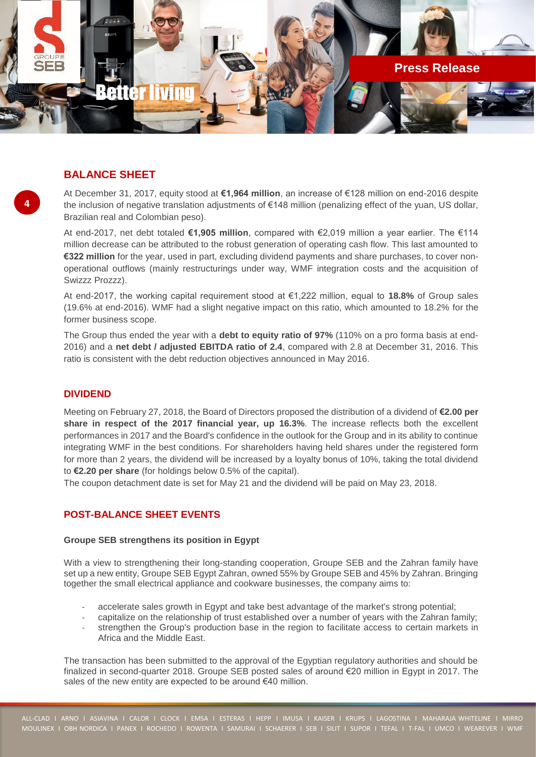## BALANCE SHEET

At December 31, 2017, equity stood at **€1,964 million**, an increase of €128 million on end-2016 despite the inclusion of negative translation adjustments of €148 million (penalizing effect of the yuan, US dollar, Brazilian real and Colombian peso).

At end-2017, net debt totaled **€1,905 million**, compared with €2,019 million a year earlier. The €114 million decrease can be attributed to the robust generation of operating cash flow. This last amounted to **€322 million** for the year, used in part, excluding dividend payments and share purchases, to cover non-operational outflows (mainly restructurings under way, WMF integration costs and the acquisition of Swizzz Prozzz).

At end-2017, the working capital requirement stood at €1,222 million, equal to **18.8%** of Group sales (19.6% at end-2016). WMF had a slight negative impact on this ratio, which amounted to 18.2% for the former business scope.

The Group thus ended the year with a **debt to equity ratio of 97%** (110% on a pro forma basis at end-2016) and a **net debt / adjusted EBITDA ratio of 2.4**, compared with 2.8 at December 31, 2016. This ratio is consistent with the debt reduction objectives announced in May 2016.

## DIVIDEND

Meeting on February 27, 2018, the Board of Directors proposed the distribution of a dividend of **€2.00 per share in respect of the 2017 financial year, up 16.3%**. The increase reflects both the excellent performances in 2017 and the Board's confidence in the outlook for the Group and in its ability to continue integrating WMF in the best conditions. For shareholders having held shares under the registered form for more than 2 years, the dividend will be increased by a loyalty bonus of 10%, taking the total dividend to **€2.20 per share** (for holdings below 0.5% of the capital).

The coupon detachment date is set for May 21 and the dividend will be paid on May 23, 2018.

## POST-BALANCE SHEET EVENTS

### Groupe SEB strengthens its position in Egypt

With a view to strengthening their long-standing cooperation, Groupe SEB and the Zahran family have set up a new entity, Groupe SEB Egypt Zahran, owned 55% by Groupe SEB and 45% by Zahran. Bringing together the small electrical appliance and cookware businesses, the company aims to:

- accelerate sales growth in Egypt and take best advantage of the market's strong potential;
- capitalize on the relationship of trust established over a number of years with the Zahran family;
- strengthen the Group's production base in the region to facilitate access to certain markets in Africa and the Middle East.

The transaction has been submitted to the approval of the Egyptian regulatory authorities and should be finalized in second-quarter 2018. Groupe SEB posted sales of around €20 million in Egypt in 2017. The sales of the new entity are expected to be around €40 million.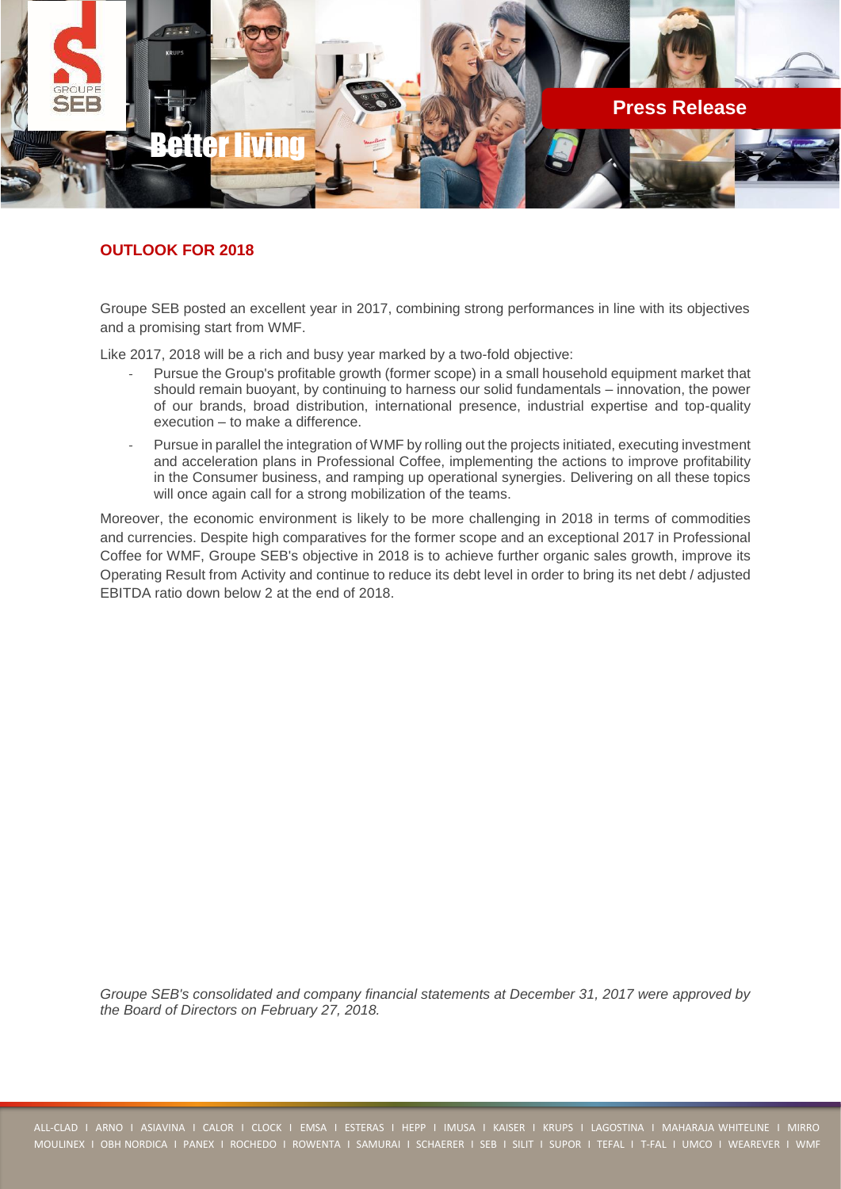## OUTLOOK FOR 2018

Groupe SEB posted an excellent year in 2017, combining strong performances in line with its objectives and a promising start from WMF.

Like 2017, 2018 will be a rich and busy year marked by a two-fold objective:

- Pursue the Group's profitable growth (former scope) in a small household equipment market that should remain buoyant, by continuing to harness our solid fundamentals – innovation, the power of our brands, broad distribution, international presence, industrial expertise and top-quality execution – to make a difference.
- Pursue in parallel the integration of WMF by rolling out the projects initiated, executing investment and acceleration plans in Professional Coffee, implementing the actions to improve profitability in the Consumer business, and ramping up operational synergies. Delivering on all these topics will once again call for a strong mobilization of the teams.

Moreover, the economic environment is likely to be more challenging in 2018 in terms of commodities and currencies. Despite high comparatives for the former scope and an exceptional 2017 in Professional Coffee for WMF, Groupe SEB's objective in 2018 is to achieve further organic sales growth, improve its Operating Result from Activity and continue to reduce its debt level in order to bring its net debt / adjusted EBITDA ratio down below 2 at the end of 2018.

*Groupe SEB's consolidated and company financial statements at December 31, 2017 were approved by the Board of Directors on February 27, 2018.*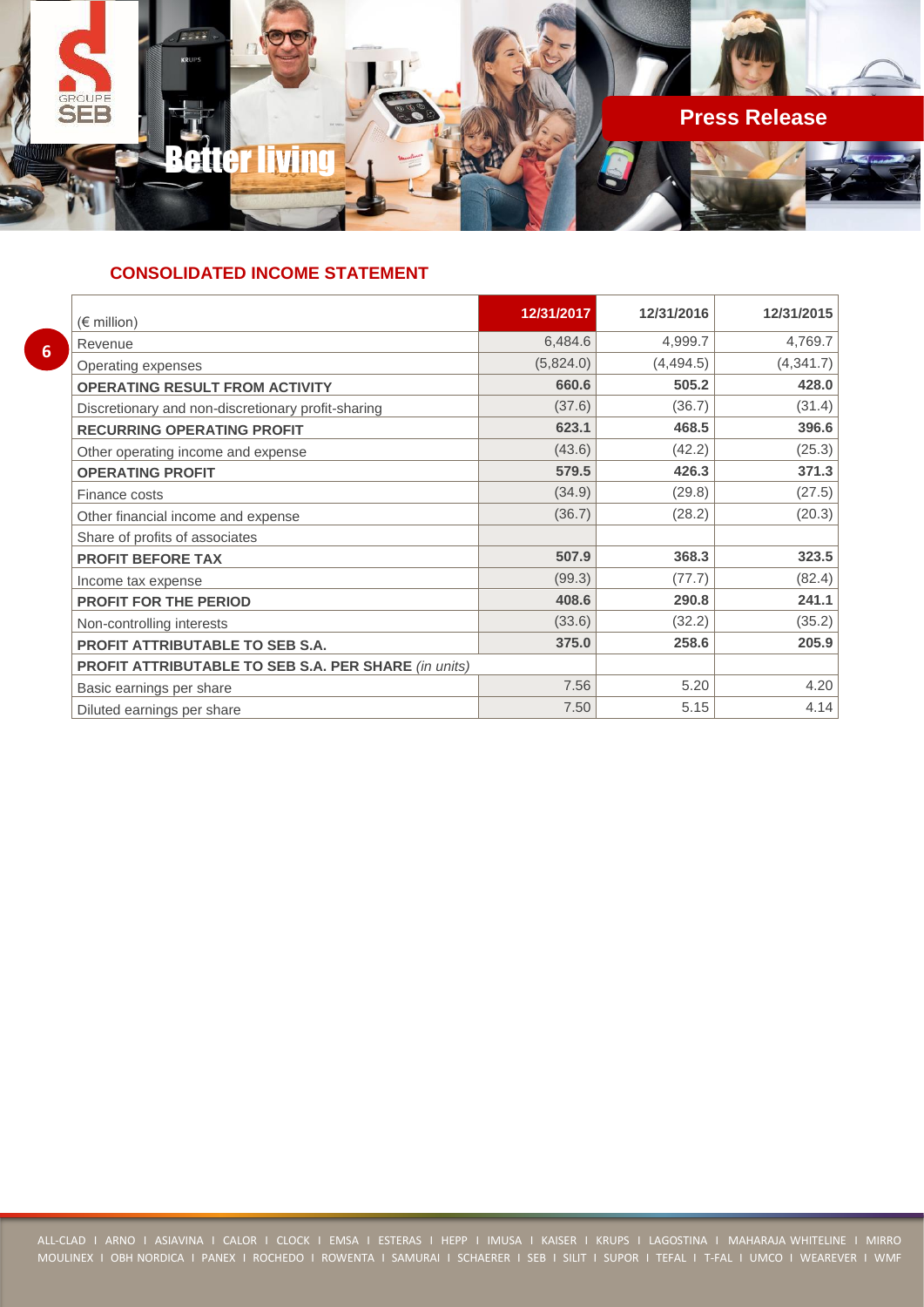## CONSOLIDATED INCOME STATEMENT

| (€ million) | 12/31/2017 | 12/31/2016 | 12/31/2015 |
|---|---|---|---|
| Revenue | 6,484.6 | 4,999.7 | 4,769.7 |
| Operating expenses | (5,824.0) | (4,494.5) | (4,341.7) |
| **OPERATING RESULT FROM ACTIVITY** | **660.6** | **505.2** | **428.0** |
| Discretionary and non-discretionary profit-sharing | (37.6) | (36.7) | (31.4) |
| **RECURRING OPERATING PROFIT** | **623.1** | **468.5** | **396.6** |
| Other operating income and expense | (43.6) | (42.2) | (25.3) |
| **OPERATING PROFIT** | **579.5** | **426.3** | **371.3** |
| Finance costs | (34.9) | (29.8) | (27.5) |
| Other financial income and expense | (36.7) | (28.2) | (20.3) |
| Share of profits of associates | | | |
| **PROFIT BEFORE TAX** | **507.9** | **368.3** | **323.5** |
| Income tax expense | (99.3) | (77.7) | (82.4) |
| **PROFIT FOR THE PERIOD** | **408.6** | **290.8** | **241.1** |
| Non-controlling interests | (33.6) | (32.2) | (35.2) |
| **PROFIT ATTRIBUTABLE TO SEB S.A.** | **375.0** | **258.6** | **205.9** |
| **PROFIT ATTRIBUTABLE TO SEB S.A. PER SHARE** *(in units)* | | | |
| Basic earnings per share | 7.56 | 5.20 | 4.20 |
| Diluted earnings per share | 7.50 | 5.15 | 4.14 |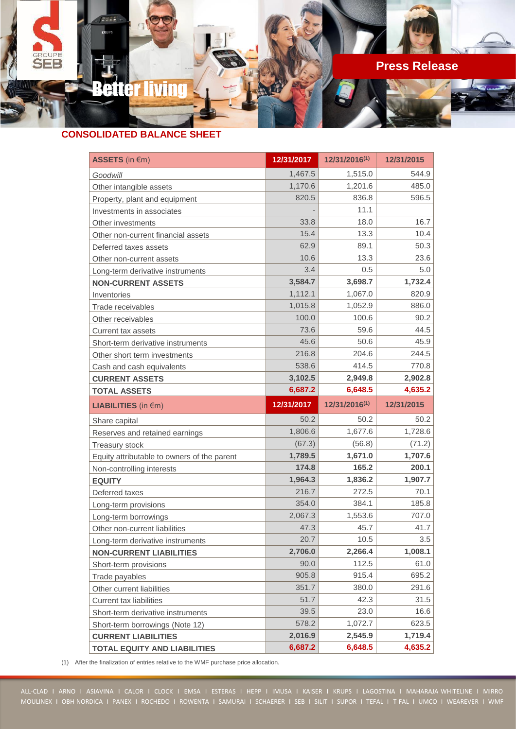## CONSOLIDATED BALANCE SHEET

| ASSETS (in €m) | 12/31/2017 | 12/31/2016[(1)] | 12/31/2015 |
|---|---|---|---|
| *Goodwill* | 1,467.5 | 1,515.0 | 544.9 |
| Other intangible assets | 1,170.6 | 1,201.6 | 485.0 |
| Property, plant and equipment | 820.5 | 836.8 | 596.5 |
| Investments in associates | - | 11.1 | |
| Other investments | 33.8 | 18.0 | 16.7 |
| Other non-current financial assets | 15.4 | 13.3 | 10.4 |
| Deferred taxes assets | 62.9 | 89.1 | 50.3 |
| Other non-current assets | 10.6 | 13.3 | 23.6 |
| Long-term derivative instruments | 3.4 | 0.5 | 5.0 |
| **NON-CURRENT ASSETS** | **3,584.7** | **3,698.7** | **1,732.4** |
| Inventories | 1,112.1 | 1,067.0 | 820.9 |
| Trade receivables | 1,015.8 | 1,052.9 | 886.0 |
| Other receivables | 100.0 | 100.6 | 90.2 |
| Current tax assets | 73.6 | 59.6 | 44.5 |
| Short-term derivative instruments | 45.6 | 50.6 | 45.9 |
| Other short term investments | 216.8 | 204.6 | 244.5 |
| Cash and cash equivalents | 538.6 | 414.5 | 770.8 |
| **CURRENT ASSETS** | **3,102.5** | **2,949.8** | **2,902.8** |
| **TOTAL ASSETS** | **6,687.2** | **6,648.5** | **4,635.2** |

| LIABILITIES (in €m) | 12/31/2017 | 12/31/2016[(1)] | 12/31/2015 |
|---|---|---|---|
| Share capital | 50.2 | 50.2 | 50.2 |
| Reserves and retained earnings | 1,806.6 | 1,677.6 | 1,728.6 |
| Treasury stock | (67.3) | (56.8) | (71.2) |
| Equity attributable to owners of the parent | **1,789.5** | **1,671.0** | **1,707.6** |
| Non-controlling interests | **174.8** | **165.2** | **200.1** |
| **EQUITY** | **1,964.3** | **1,836.2** | **1,907.7** |
| Deferred taxes | 216.7 | 272.5 | 70.1 |
| Long-term provisions | 354.0 | 384.1 | 185.8 |
| Long-term borrowings | 2,067.3 | 1,553.6 | 707.0 |
| Other non-current liabilities | 47.3 | 45.7 | 41.7 |
| Long-term derivative instruments | 20.7 | 10.5 | 3.5 |
| **NON-CURRENT LIABILITIES** | **2,706.0** | **2,266.4** | **1,008.1** |
| Short-term provisions | 90.0 | 112.5 | 61.0 |
| Trade payables | 905.8 | 915.4 | 695.2 |
| Other current liabilities | 351.7 | 380.0 | 291.6 |
| Current tax liabilities | 51.7 | 42.3 | 31.5 |
| Short-term derivative instruments | 39.5 | 23.0 | 16.6 |
| Short-term borrowings (Note 12) | 578.2 | 1,072.7 | 623.5 |
| **CURRENT LIABILITIES** | **2,016.9** | **2,545.9** | **1,719.4** |
| **TOTAL EQUITY AND LIABILITIES** | **6,687.2** | **6,648.5** | **4,635.2** |

(1) After the finalization of entries relative to the WMF purchase price allocation.

ALL-CLAD I ARNO I ASIAVINA I CALOR I CLOCK I EMSA I ESTERAS I HEPP I IMUSA I KAISER I KRUPS I LAGOSTINA I MAHARAJA WHITELINE I MIRRO
MOULINEX I OBH NORDICA I PANEX I ROCHEDO I ROWENTA I SAMURAI I SCHAERER I SEB I SILIT I SUPOR I TEFAL I T-FAL I UMCO I WEAREVER I WMF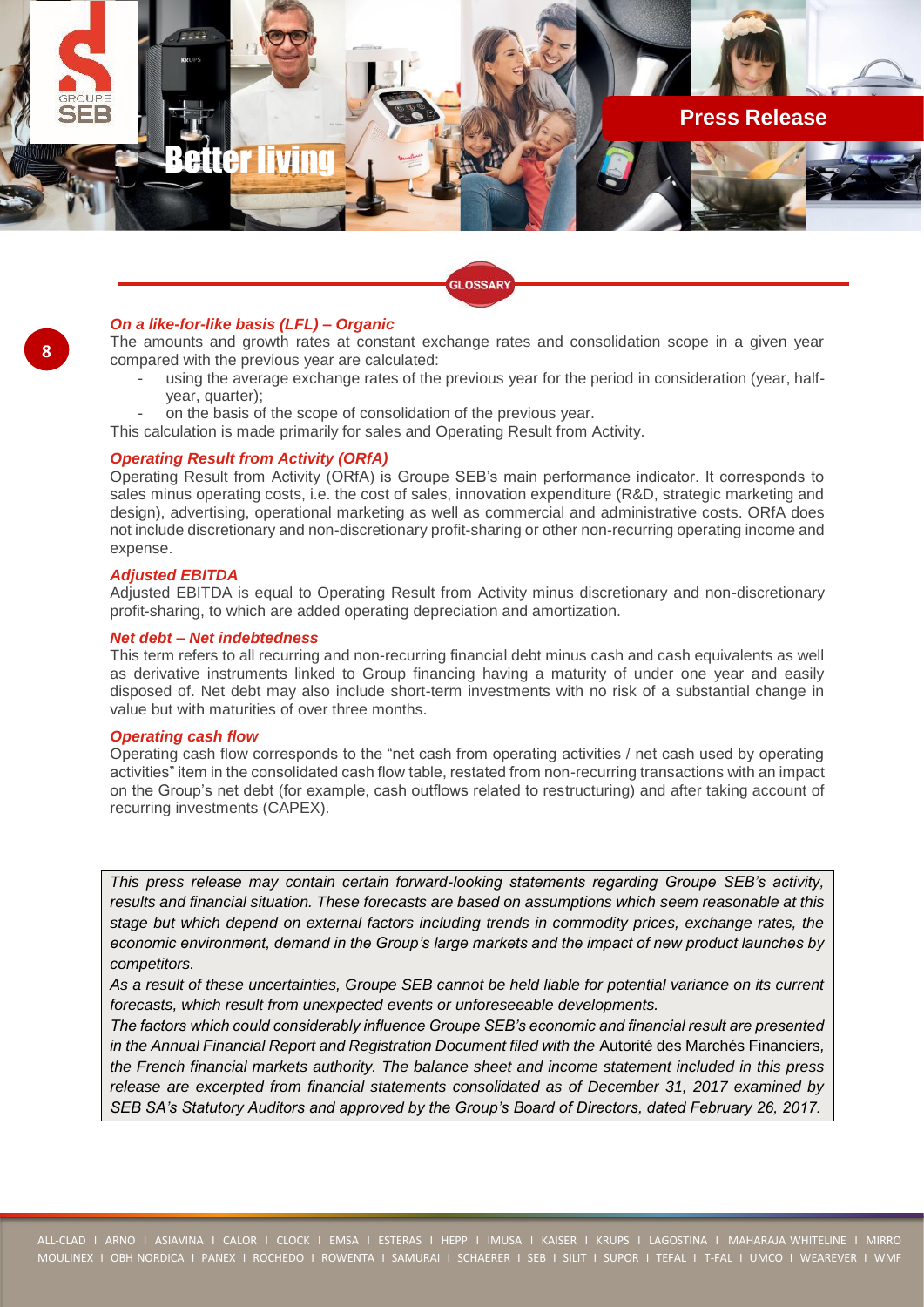## GLOSSARY

***On a like-for-like basis (LFL) – Organic***

The amounts and growth rates at constant exchange rates and consolidation scope in a given year compared with the previous year are calculated:

- using the average exchange rates of the previous year for the period in consideration (year, half-year, quarter);
- on the basis of the scope of consolidation of the previous year.

This calculation is made primarily for sales and Operating Result from Activity.

***Operating Result from Activity (ORfA)***

Operating Result from Activity (ORfA) is Groupe SEB's main performance indicator. It corresponds to sales minus operating costs, i.e. the cost of sales, innovation expenditure (R&D, strategic marketing and design), advertising, operational marketing as well as commercial and administrative costs. ORfA does not include discretionary and non-discretionary profit-sharing or other non-recurring operating income and expense.

***Adjusted EBITDA***

Adjusted EBITDA is equal to Operating Result from Activity minus discretionary and non-discretionary profit-sharing, to which are added operating depreciation and amortization.

***Net debt – Net indebtedness***

This term refers to all recurring and non-recurring financial debt minus cash and cash equivalents as well as derivative instruments linked to Group financing having a maturity of under one year and easily disposed of. Net debt may also include short-term investments with no risk of a substantial change in value but with maturities of over three months.

***Operating cash flow***

Operating cash flow corresponds to the "net cash from operating activities / net cash used by operating activities" item in the consolidated cash flow table, restated from non-recurring transactions with an impact on the Group's net debt (for example, cash outflows related to restructuring) and after taking account of recurring investments (CAPEX).

*This press release may contain certain forward-looking statements regarding Groupe SEB's activity, results and financial situation. These forecasts are based on assumptions which seem reasonable at this stage but which depend on external factors including trends in commodity prices, exchange rates, the economic environment, demand in the Group's large markets and the impact of new product launches by competitors.*

*As a result of these uncertainties, Groupe SEB cannot be held liable for potential variance on its current forecasts, which result from unexpected events or unforeseeable developments.*

*The factors which could considerably influence Groupe SEB's economic and financial result are presented in the Annual Financial Report and Registration Document filed with the* Autorité des Marchés Financiers*, the French financial markets authority. The balance sheet and income statement included in this press release are excerpted from financial statements consolidated as of December 31, 2017 examined by SEB SA's Statutory Auditors and approved by the Group's Board of Directors, dated February 26, 2017.*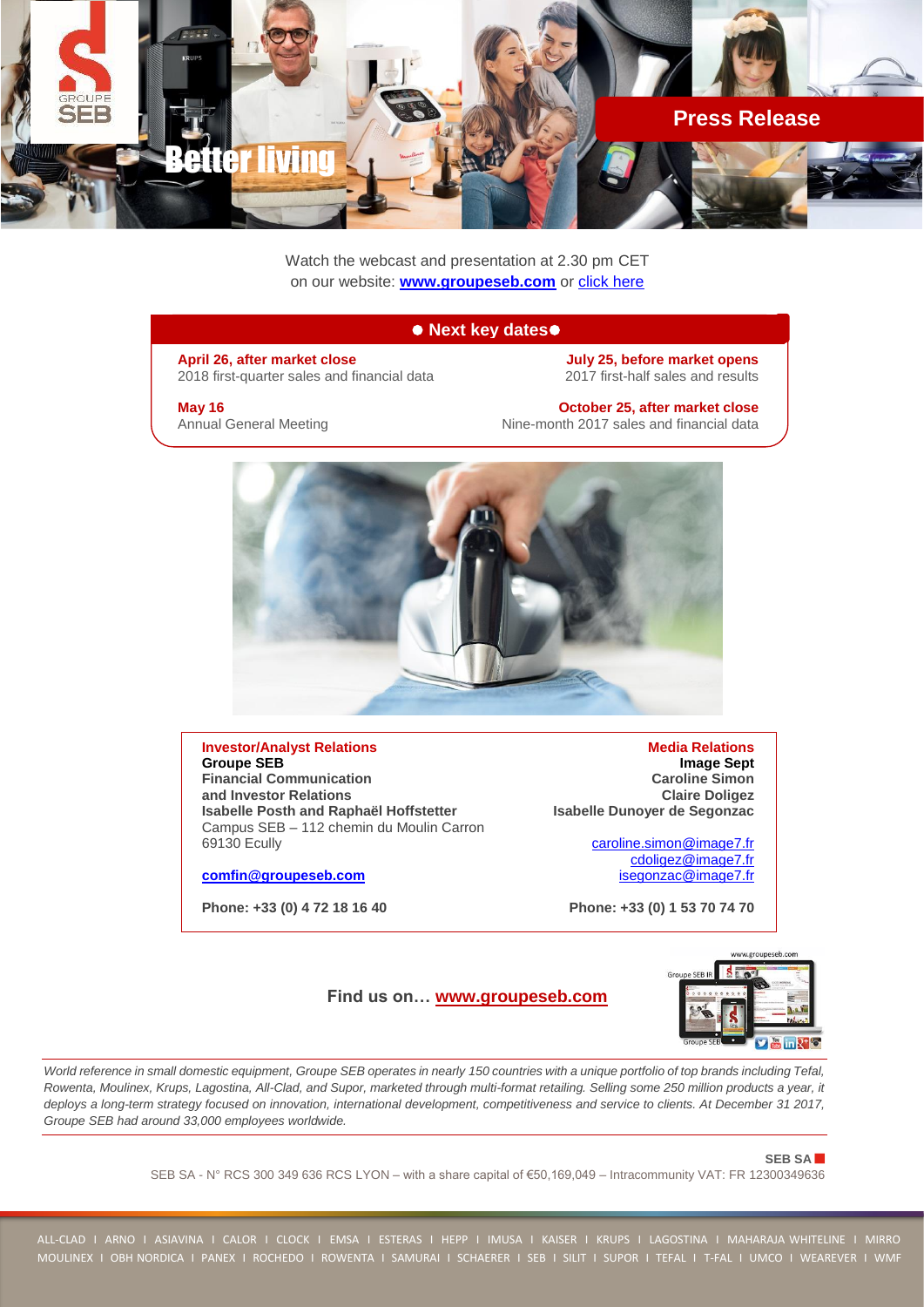Press Release

Better living

Watch the webcast and presentation at 2.30 pm CET
on our website: **www.groupeseb.com** or click here

**● Next key dates●**

| | |
|---|---|
| **April 26, after market close** 2018 first-quarter sales and financial data | **July 25, before market opens** 2017 first-half sales and results |
| **May 16** Annual General Meeting | **October 25, after market close** Nine-month 2017 sales and financial data |

**Investor/Analyst Relations**
**Groupe SEB**
**Financial Communication**
**and Investor Relations**
**Isabelle Posth and Raphaël Hoffstetter**
Campus SEB – 112 chemin du Moulin Carron
69130 Ecully

**comfin@groupeseb.com**

**Phone: +33 (0) 4 72 18 16 40**

**Media Relations**
**Image Sept**
**Caroline Simon**
**Claire Doligez**
**Isabelle Dunoyer de Segonzac**

caroline.simon@image7.fr
cdoligez@image7.fr
isegonzac@image7.fr

**Phone: +33 (0) 1 53 70 74 70**

**Find us on… www.groupeseb.com**

*World reference in small domestic equipment, Groupe SEB operates in nearly 150 countries with a unique portfolio of top brands including Tefal, Rowenta, Moulinex, Krups, Lagostina, All-Clad, and Supor, marketed through multi-format retailing. Selling some 250 million products a year, it deploys a long-term strategy focused on innovation, international development, competitiveness and service to clients. At December 31 2017, Groupe SEB had around 33,000 employees worldwide.*

**SEB SA**
SEB SA - N° RCS 300 349 636 RCS LYON – with a share capital of €50,169,049 – Intracommunity VAT: FR 12300349636

ALL-CLAD I ARNO I ASIAVINA I CALOR I CLOCK I EMSA I ESTERAS I HEPP I IMUSA I KAISER I KRUPS I LAGOSTINA I MAHARAJA WHITELINE I MIRRO
MOULINEX I OBH NORDICA I PANEX I ROCHEDO I ROWENTA I SAMURAI I SCHAERER I SEB I SILIT I SUPOR I TEFAL I T-FAL I UMCO I WEAREVER I WMF